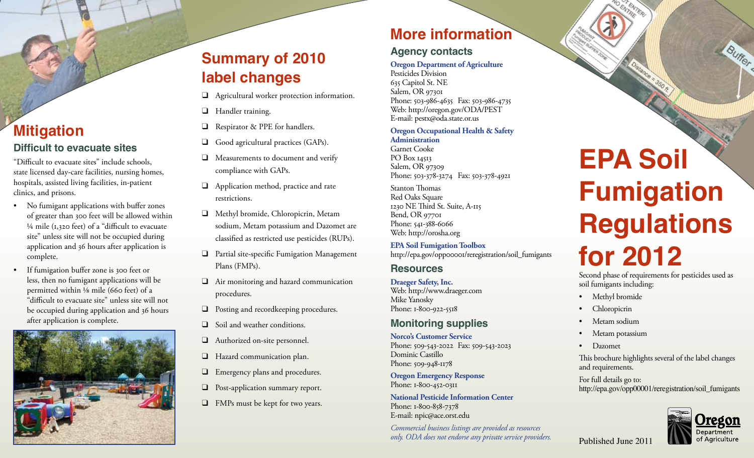## Mitigation

### Difficult to evacuate sites

"Difficult to evacuate sites" include schools, state licensed day-care facilities, nursing homes, hospitals, assisted living facilities, in-patient clinics, and prisons.

- No fumigant applications with buffer zones of greater than 300 feet will be allowed within ¼ mile (1,320 feet) of a "difficult to evacuate site" unless site will not be occupied during application and 36 hours after application is complete.
- If fumigation buffer zone is 300 feet or less, then no fumigant applications will be permitted within ⅛ mile (660 feet) of a "difficult to evacuate site" unless site will not be occupied during application and 36 hours after application is complete.

## Summary of 2010 label changes

- ❑ Agricultural worker protection information.
- ❑ Handler training.
- ❑ Respirator & PPE for handlers.
- ❑ Good agricultural practices (GAPs).
- ❑ Measurements to document and verify compliance with GAPs.
- ❑ Application method, practice and rate restrictions.
- ❑ Methyl bromide, Chloropicrin, Metam sodium, Metam potassium and Dazomet are classified as restricted use pesticides (RUPs).
- ❑ Partial site-specific Fumigation Management Plans (FMPs).
- ❑ Air monitoring and hazard communication procedures.
- ❑ Posting and recordkeeping procedures.
- ❑ Soil and weather conditions.
- ❑ Authorized on-site personnel.
- ❑ Hazard communication plan.
- ❑ Emergency plans and procedures.
- ❑ Post-application summary report.
- ❑ FMPs must be kept for two years.

## More information

### Agency contacts

**Oregon Department of Agriculture**
Pesticides Division
635 Capitol St. NE
Salem, OR 97301
Phone: 503-986-4635 Fax: 503-986-4735
Web: http://oregon.gov/ODA/PEST
E-mail: pestx@oda.state.or.us

**Oregon Occupational Health & Safety Administration**
Garnet Cooke
PO Box 14513
Salem, OR 97309
Phone: 503-378-3274 Fax: 503-378-4921

Stanton Thomas
Red Oaks Square
1230 NE Third St. Suite, A-115
Bend, OR 97701
Phone: 541-388-6066
Web: http://orosha.org

**EPA Soil Fumigation Toolbox**
http://epa.gov/opp00001/reregistration/soil_fumigants

### Resources

**Draeger Safety, Inc.**
Web: http://www.draeger.com
Mike Yanosky
Phone: 1-800-922-5518

### Monitoring supplies

**Norco's Customer Service**
Phone: 509-543-2022 Fax: 509-543-2023
Dominic Castillo
Phone: 509-948-1178

**Oregon Emergency Response**
Phone: 1-800-452-0311

**National Pesticide Information Center**
Phone: 1-800-858-7378
E-mail: npic@ace.orst.edu

*Commercial business listings are provided as resources only. ODA does not endorse any private service providers.*

# EPA Soil Fumigation Regulations for 2012

Second phase of requirements for pesticides used as soil fumigants including:

- Methyl bromide
- Chloropicrin
- Metam sodium
- Metam potassium
- Dazomet

This brochure highlights several of the label changes and requirements.

For full details go to:
http://epa.gov/opp00001/reregistration/soil_fumigants

Published June 2011

Oregon Department of Agriculture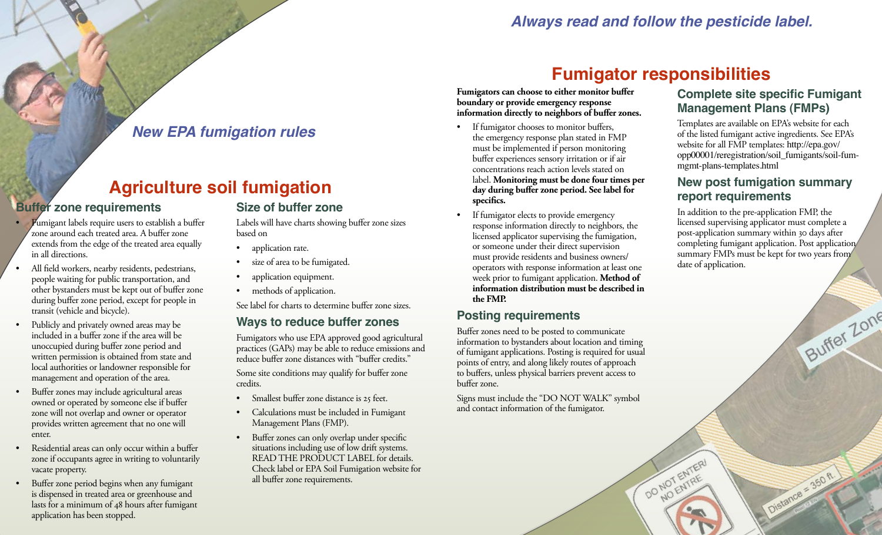*Always read and follow the pesticide label.*

*New EPA fumigation rules*

# Agriculture soil fumigation

## Buffer zone requirements

- Fumigant labels require users to establish a buffer zone around each treated area. A buffer zone extends from the edge of the treated area equally in all directions.
- All field workers, nearby residents, pedestrians, people waiting for public transportation, and other bystanders must be kept out of buffer zone during buffer zone period, except for people in transit (vehicle and bicycle).
- Publicly and privately owned areas may be included in a buffer zone if the area will be unoccupied during buffer zone period and written permission is obtained from state and local authorities or landowner responsible for management and operation of the area.
- Buffer zones may include agricultural areas owned or operated by someone else if buffer zone will not overlap and owner or operator provides written agreement that no one will enter.
- Residential areas can only occur within a buffer zone if occupants agree in writing to voluntarily vacate property.
- Buffer zone period begins when any fumigant is dispensed in treated area or greenhouse and lasts for a minimum of 48 hours after fumigant application has been stopped.

## Size of buffer zone

Labels will have charts showing buffer zone sizes based on

- application rate.
- size of area to be fumigated.
- application equipment.
- methods of application.

See label for charts to determine buffer zone sizes.

## Ways to reduce buffer zones

Fumigators who use EPA approved good agricultural practices (GAPs) may be able to reduce emissions and reduce buffer zone distances with "buffer credits."

Some site conditions may qualify for buffer zone credits.

- Smallest buffer zone distance is 25 feet.
- Calculations must be included in Fumigant Management Plans (FMP).
- Buffer zones can only overlap under specific situations including use of low drift systems. READ THE PRODUCT LABEL for details. Check label or EPA Soil Fumigation website for all buffer zone requirements.

# Fumigator responsibilities

**Fumigators can choose to either monitor buffer boundary or provide emergency response information directly to neighbors of buffer zones.**

- If fumigator chooses to monitor buffers, the emergency response plan stated in FMP must be implemented if person monitoring buffer experiences sensory irritation or if air concentrations reach action levels stated on label. **Monitoring must be done four times per day during buffer zone period. See label for specifics.**
- If fumigator elects to provide emergency response information directly to neighbors, the licensed applicator supervising the fumigation, or someone under their direct supervision must provide residents and business owners/operators with response information at least one week prior to fumigant application. **Method of information distribution must be described in the FMP.**

## Posting requirements

Buffer zones need to be posted to communicate information to bystanders about location and timing of fumigant applications. Posting is required for usual points of entry, and along likely routes of approach to buffers, unless physical barriers prevent access to buffer zone.

Signs must include the "DO NOT WALK" symbol and contact information of the fumigator.

## Complete site specific Fumigant Management Plans (FMPs)

Templates are available on EPA's website for each of the listed fumigant active ingredients. See EPA's website for all FMP templates: http://epa.gov/opp00001/reregistration/soil_fumigants/soil-fum-mgmt-plans-templates.html

## New post fumigation summary report requirements

In addition to the pre-application FMP, the licensed supervising applicator must complete a post-application summary within 30 days after completing fumigant application. Post application summary FMPs must be kept for two years from date of application.